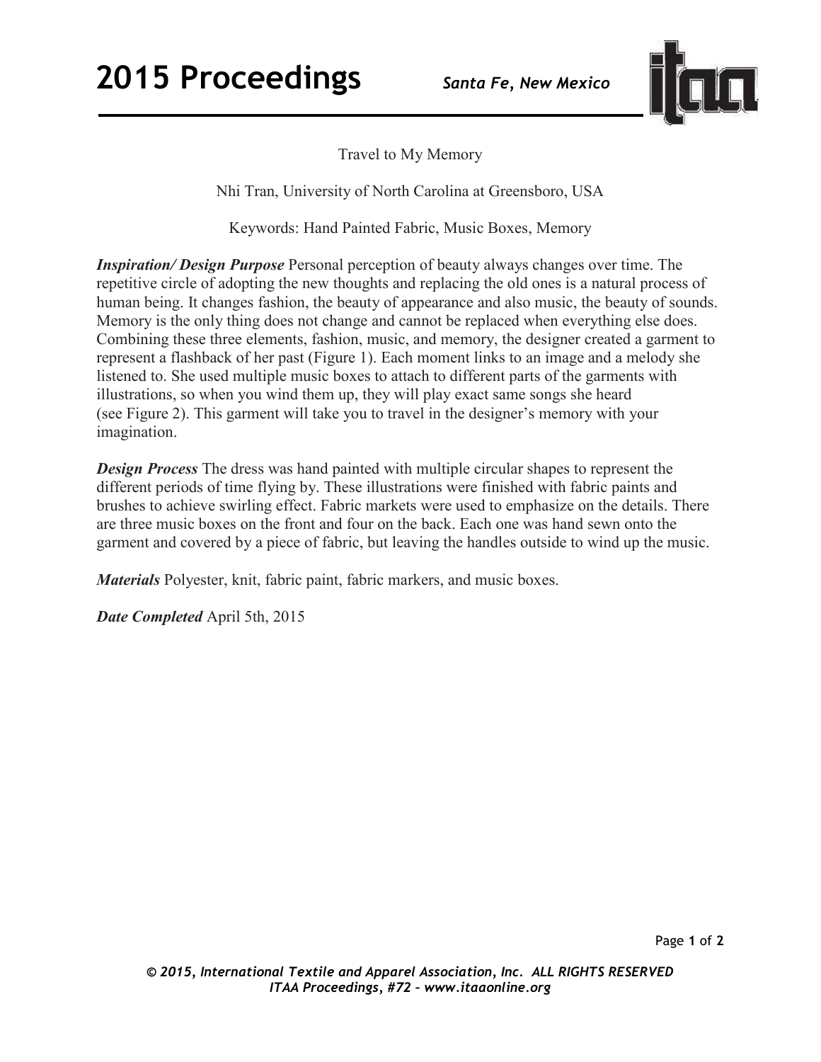# Travel to My Memory

Nhi Tran, University of North Carolina at Greensboro, USA

Keywords: Hand Painted Fabric, Music Boxes, Memory

***Inspiration/ Design Purpose*** Personal perception of beauty always changes over time. The repetitive circle of adopting the new thoughts and replacing the old ones is a natural process of human being. It changes fashion, the beauty of appearance and also music, the beauty of sounds. Memory is the only thing does not change and cannot be replaced when everything else does. Combining these three elements, fashion, music, and memory, the designer created a garment to represent a flashback of her past (Figure 1). Each moment links to an image and a melody she listened to. She used multiple music boxes to attach to different parts of the garments with illustrations, so when you wind them up, they will play exact same songs she heard (see Figure 2). This garment will take you to travel in the designer's memory with your imagination.

***Design Process*** The dress was hand painted with multiple circular shapes to represent the different periods of time flying by. These illustrations were finished with fabric paints and brushes to achieve swirling effect. Fabric markets were used to emphasize on the details. There are three music boxes on the front and four on the back. Each one was hand sewn onto the garment and covered by a piece of fabric, but leaving the handles outside to wind up the music.

***Materials*** Polyester, knit, fabric paint, fabric markers, and music boxes.

***Date Completed*** April 5th, 2015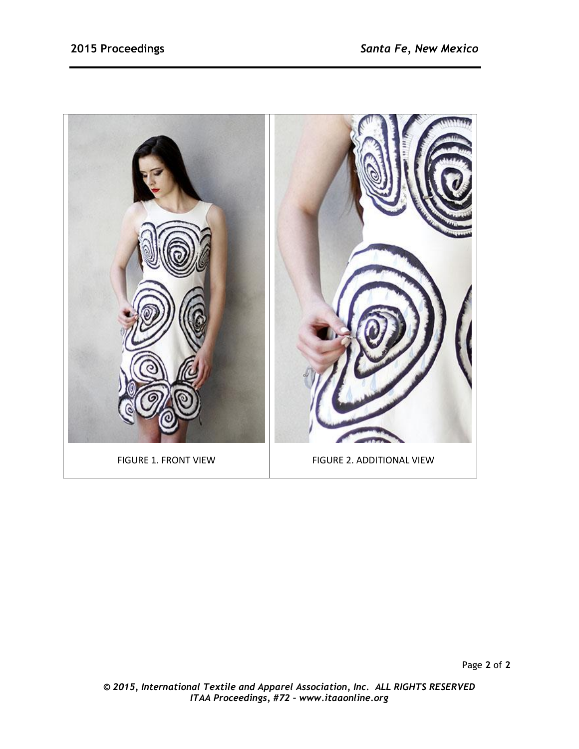FIGURE 1. FRONT VIEW

FIGURE 2. ADDITIONAL VIEW